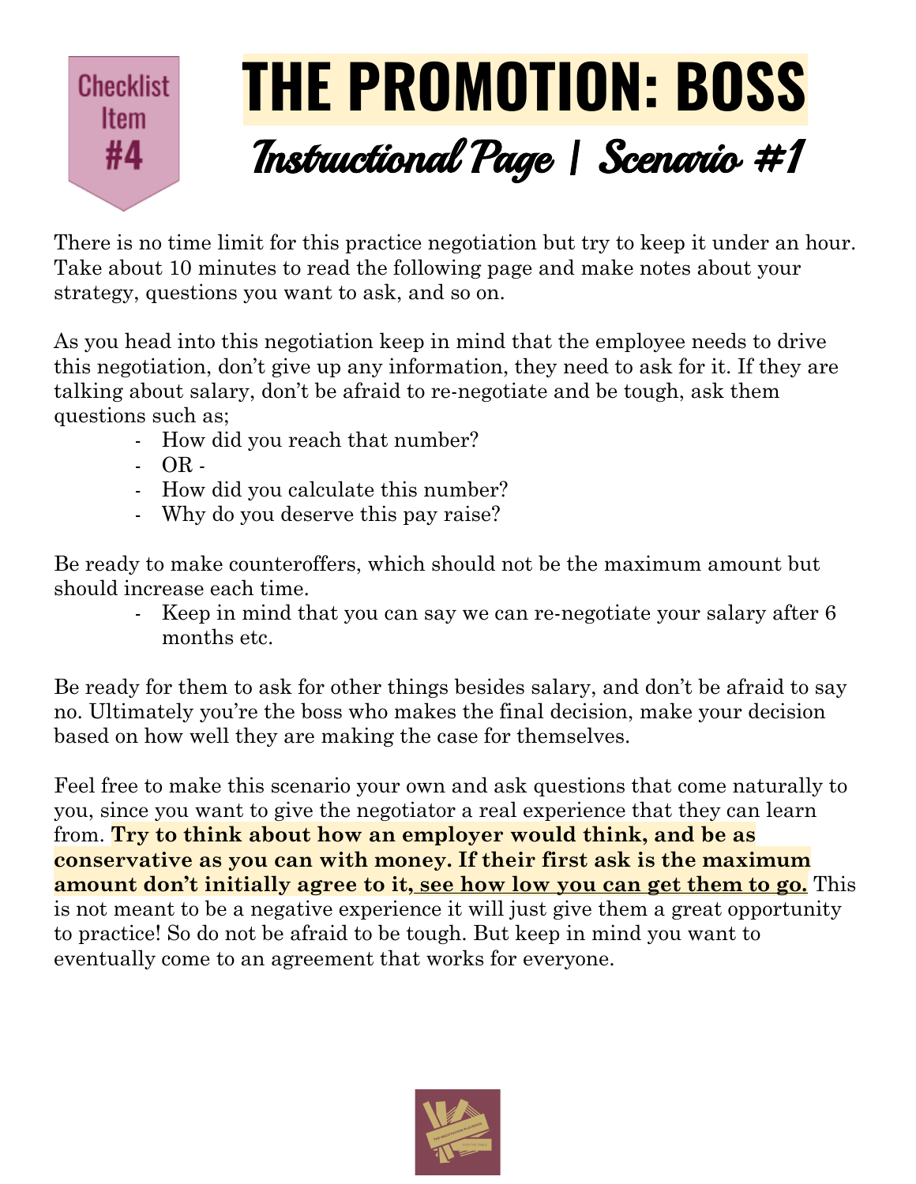Checklist Item #4

# THE PROMOTION: BOSS

## Instructional Page | Scenario #1

There is no time limit for this practice negotiation but try to keep it under an hour. Take about 10 minutes to read the following page and make notes about your strategy, questions you want to ask, and so on.

As you head into this negotiation keep in mind that the employee needs to drive this negotiation, don't give up any information, they need to ask for it. If they are talking about salary, don't be afraid to re-negotiate and be tough, ask them questions such as;

- How did you reach that number?
- OR -
- How did you calculate this number?
- Why do you deserve this pay raise?

Be ready to make counteroffers, which should not be the maximum amount but should increase each time.

- Keep in mind that you can say we can re-negotiate your salary after 6 months etc.

Be ready for them to ask for other things besides salary, and don't be afraid to say no. Ultimately you're the boss who makes the final decision, make your decision based on how well they are making the case for themselves.

Feel free to make this scenario your own and ask questions that come naturally to you, since you want to give the negotiator a real experience that they can learn from. **Try to think about how an employer would think, and be as conservative as you can with money. If their first ask is the maximum amount don't initially agree to it, <u>see how low you can get them to go.</u>** This is not meant to be a negative experience it will just give them a great opportunity to practice! So do not be afraid to be tough. But keep in mind you want to eventually come to an agreement that works for everyone.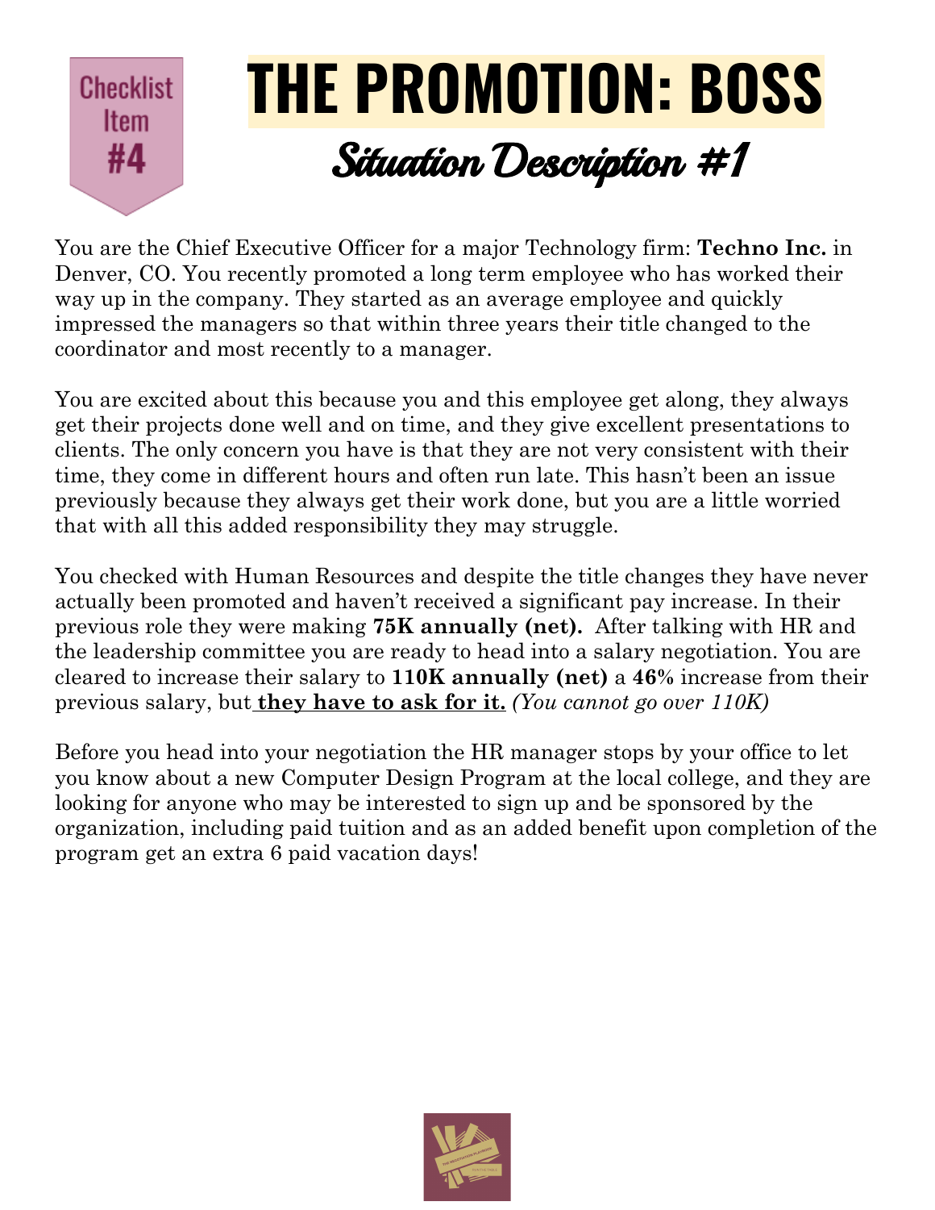Checklist Item #4

# THE PROMOTION: BOSS

## Situation Description #1

You are the Chief Executive Officer for a major Technology firm: **Techno Inc.** in Denver, CO. You recently promoted a long term employee who has worked their way up in the company. They started as an average employee and quickly impressed the managers so that within three years their title changed to the coordinator and most recently to a manager.

You are excited about this because you and this employee get along, they always get their projects done well and on time, and they give excellent presentations to clients. The only concern you have is that they are not very consistent with their time, they come in different hours and often run late. This hasn't been an issue previously because they always get their work done, but you are a little worried that with all this added responsibility they may struggle.

You checked with Human Resources and despite the title changes they have never actually been promoted and haven't received a significant pay increase. In their previous role they were making **75K annually (net).** After talking with HR and the leadership committee you are ready to head into a salary negotiation. You are cleared to increase their salary to **110K annually (net)** a **46%** increase from their previous salary, but **they have to ask for it.** *(You cannot go over 110K)*

Before you head into your negotiation the HR manager stops by your office to let you know about a new Computer Design Program at the local college, and they are looking for anyone who may be interested to sign up and be sponsored by the organization, including paid tuition and as an added benefit upon completion of the program get an extra 6 paid vacation days!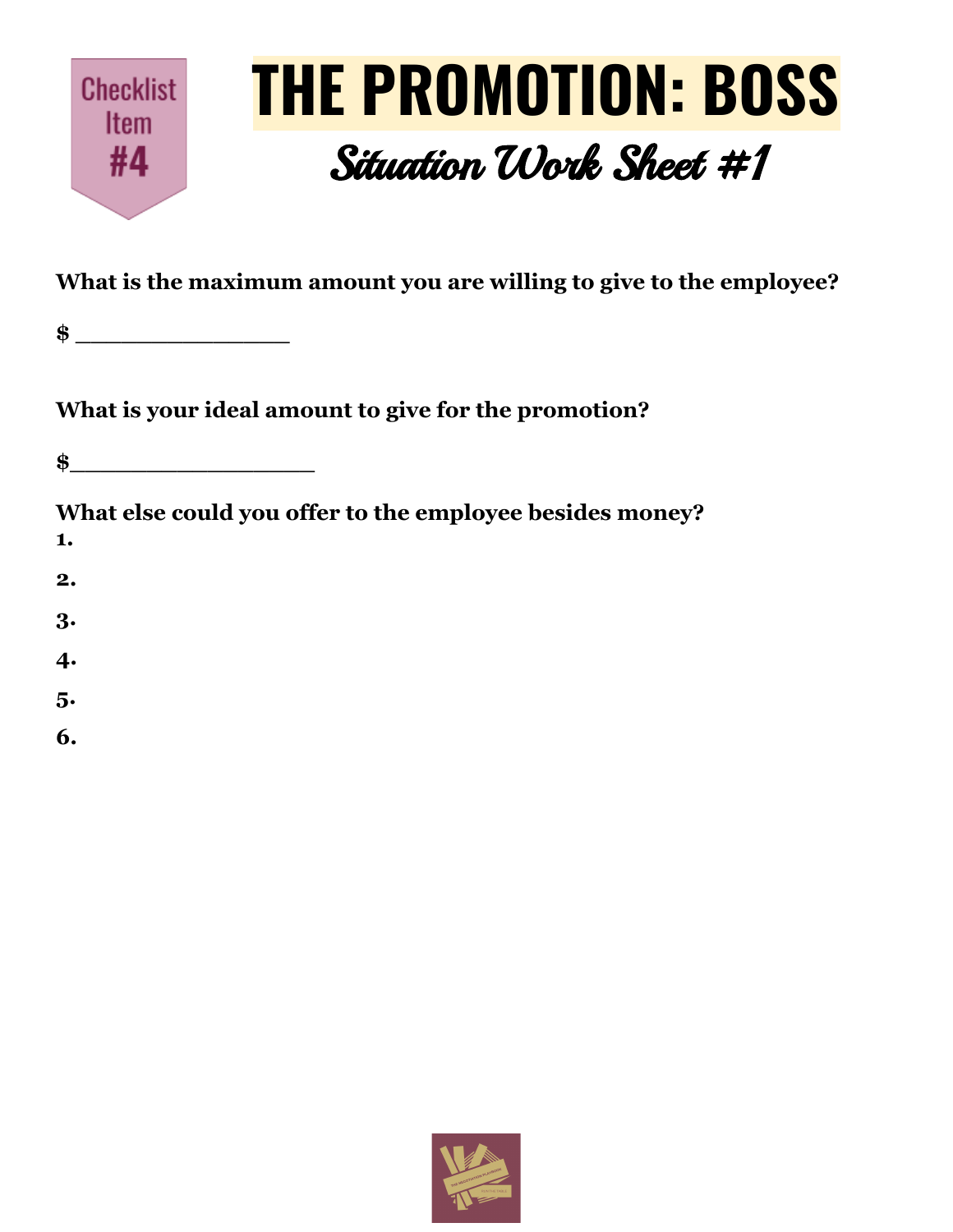Checklist Item #4

# THE PROMOTION: BOSS

## Situation Work Sheet #1

**What is the maximum amount you are willing to give to the employee?**

**$ _______________**

**What is your ideal amount to give for the promotion?**

**$_________________**

**What else could you offer to the employee besides money?**

**1.**

**2.**

**3.**

**4.**

**5.**

**6.**